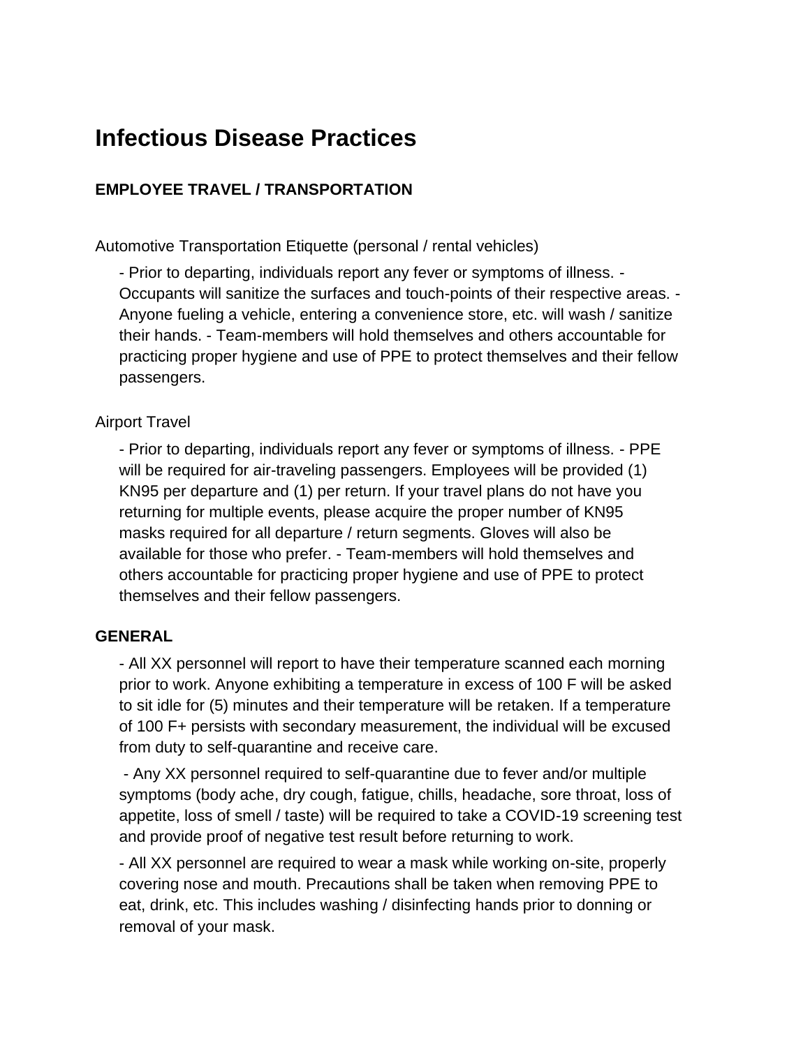# Infectious Disease Practices

### EMPLOYEE TRAVEL / TRANSPORTATION

Automotive Transportation Etiquette (personal / rental vehicles)

- Prior to departing, individuals report any fever or symptoms of illness. - Occupants will sanitize the surfaces and touch-points of their respective areas. - Anyone fueling a vehicle, entering a convenience store, etc. will wash / sanitize their hands. - Team-members will hold themselves and others accountable for practicing proper hygiene and use of PPE to protect themselves and their fellow passengers.

Airport Travel

- Prior to departing, individuals report any fever or symptoms of illness. - PPE will be required for air-traveling passengers. Employees will be provided (1) KN95 per departure and (1) per return. If your travel plans do not have you returning for multiple events, please acquire the proper number of KN95 masks required for all departure / return segments. Gloves will also be available for those who prefer. - Team-members will hold themselves and others accountable for practicing proper hygiene and use of PPE to protect themselves and their fellow passengers.

### GENERAL

- All XX personnel will report to have their temperature scanned each morning prior to work. Anyone exhibiting a temperature in excess of 100 F will be asked to sit idle for (5) minutes and their temperature will be retaken. If a temperature of 100 F+ persists with secondary measurement, the individual will be excused from duty to self-quarantine and receive care.
- Any XX personnel required to self-quarantine due to fever and/or multiple symptoms (body ache, dry cough, fatigue, chills, headache, sore throat, loss of appetite, loss of smell / taste) will be required to take a COVID-19 screening test and provide proof of negative test result before returning to work.
- All XX personnel are required to wear a mask while working on-site, properly covering nose and mouth. Precautions shall be taken when removing PPE to eat, drink, etc. This includes washing / disinfecting hands prior to donning or removal of your mask.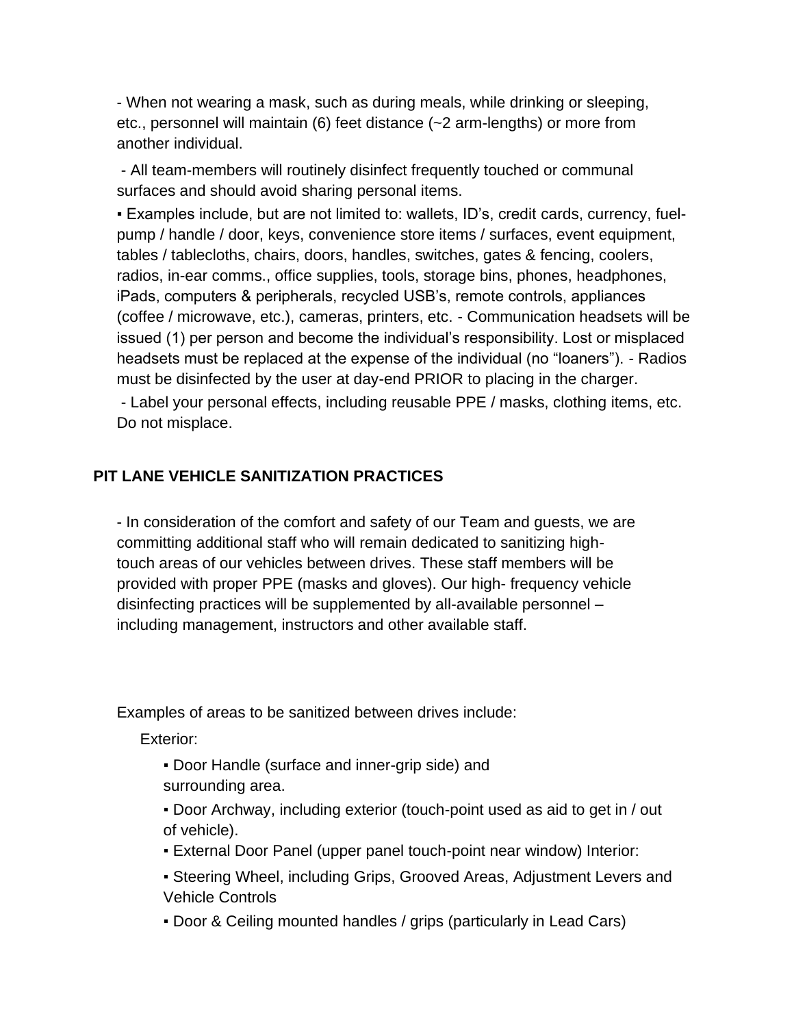- When not wearing a mask, such as during meals, while drinking or sleeping, etc., personnel will maintain (6) feet distance (~2 arm-lengths) or more from another individual.

- All team-members will routinely disinfect frequently touched or communal surfaces and should avoid sharing personal items.

▪ Examples include, but are not limited to: wallets, ID's, credit cards, currency, fuel-pump / handle / door, keys, convenience store items / surfaces, event equipment, tables / tablecloths, chairs, doors, handles, switches, gates & fencing, coolers, radios, in-ear comms., office supplies, tools, storage bins, phones, headphones, iPads, computers & peripherals, recycled USB's, remote controls, appliances (coffee / microwave, etc.), cameras, printers, etc. - Communication headsets will be issued (1) per person and become the individual's responsibility. Lost or misplaced headsets must be replaced at the expense of the individual (no "loaners"). - Radios must be disinfected by the user at day-end PRIOR to placing in the charger.

- Label your personal effects, including reusable PPE / masks, clothing items, etc. Do not misplace.

**PIT LANE VEHICLE SANITIZATION PRACTICES**

- In consideration of the comfort and safety of our Team and guests, we are committing additional staff who will remain dedicated to sanitizing high-touch areas of our vehicles between drives. These staff members will be provided with proper PPE (masks and gloves). Our high- frequency vehicle disinfecting practices will be supplemented by all-available personnel – including management, instructors and other available staff.

Examples of areas to be sanitized between drives include:

Exterior:

▪ Door Handle (surface and inner-grip side) and surrounding area.

▪ Door Archway, including exterior (touch-point used as aid to get in / out of vehicle).

▪ External Door Panel (upper panel touch-point near window) Interior:

▪ Steering Wheel, including Grips, Grooved Areas, Adjustment Levers and Vehicle Controls

▪ Door & Ceiling mounted handles / grips (particularly in Lead Cars)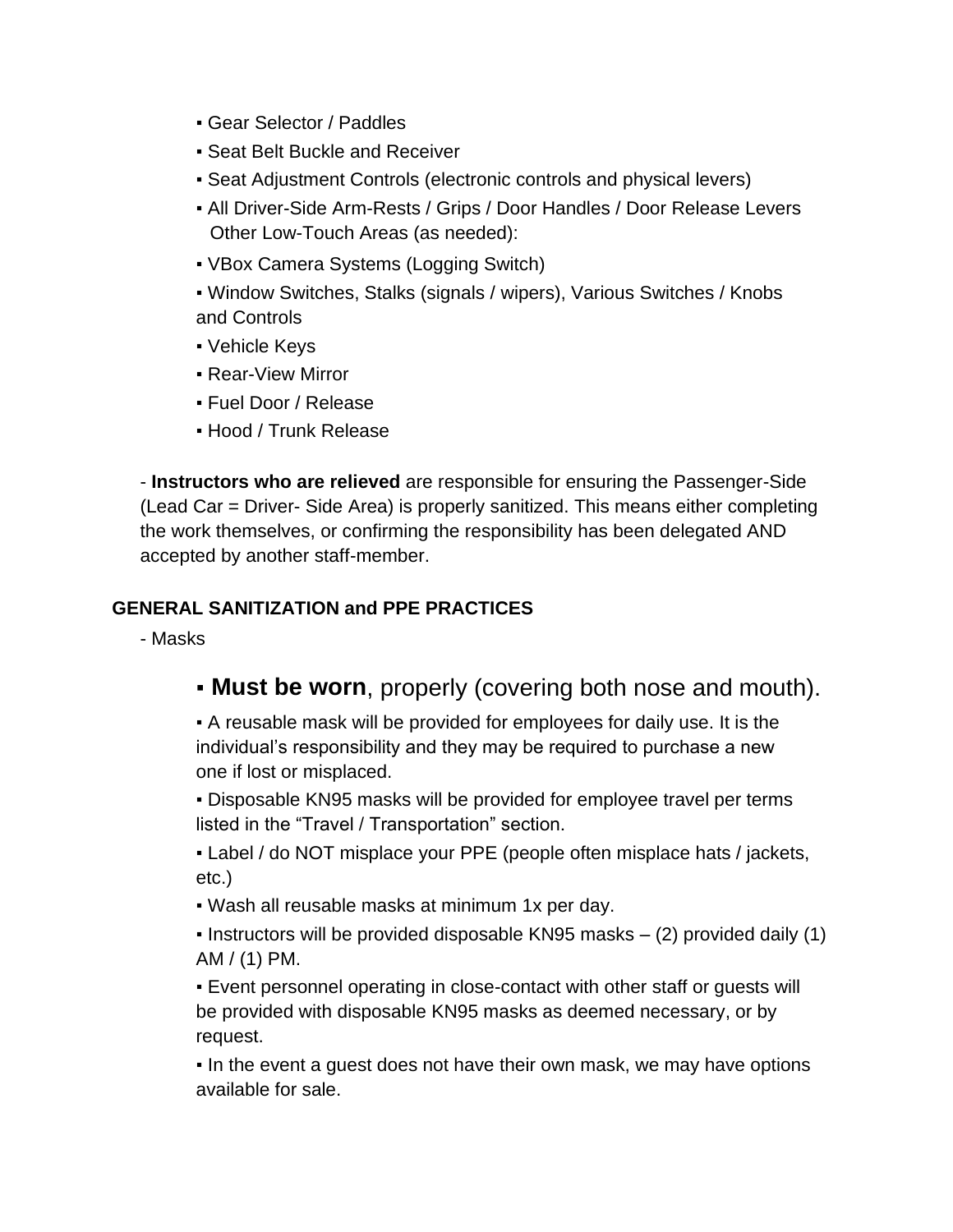▪ Gear Selector / Paddles

▪ Seat Belt Buckle and Receiver

▪ Seat Adjustment Controls (electronic controls and physical levers)

▪ All Driver-Side Arm-Rests / Grips / Door Handles / Door Release Levers

Other Low-Touch Areas (as needed):

▪ VBox Camera Systems (Logging Switch)

▪ Window Switches, Stalks (signals / wipers), Various Switches / Knobs and Controls

▪ Vehicle Keys

▪ Rear-View Mirror

▪ Fuel Door / Release

▪ Hood / Trunk Release

- **Instructors who are relieved** are responsible for ensuring the Passenger-Side (Lead Car = Driver- Side Area) is properly sanitized. This means either completing the work themselves, or confirming the responsibility has been delegated AND accepted by another staff-member.

**GENERAL SANITIZATION and PPE PRACTICES**

- Masks

▪ **Must be worn**, properly (covering both nose and mouth).

▪ A reusable mask will be provided for employees for daily use. It is the individual's responsibility and they may be required to purchase a new one if lost or misplaced.

▪ Disposable KN95 masks will be provided for employee travel per terms listed in the "Travel / Transportation" section.

▪ Label / do NOT misplace your PPE (people often misplace hats / jackets, etc.)

▪ Wash all reusable masks at minimum 1x per day.

▪ Instructors will be provided disposable KN95 masks – (2) provided daily (1) AM / (1) PM.

▪ Event personnel operating in close-contact with other staff or guests will be provided with disposable KN95 masks as deemed necessary, or by request.

▪ In the event a guest does not have their own mask, we may have options available for sale.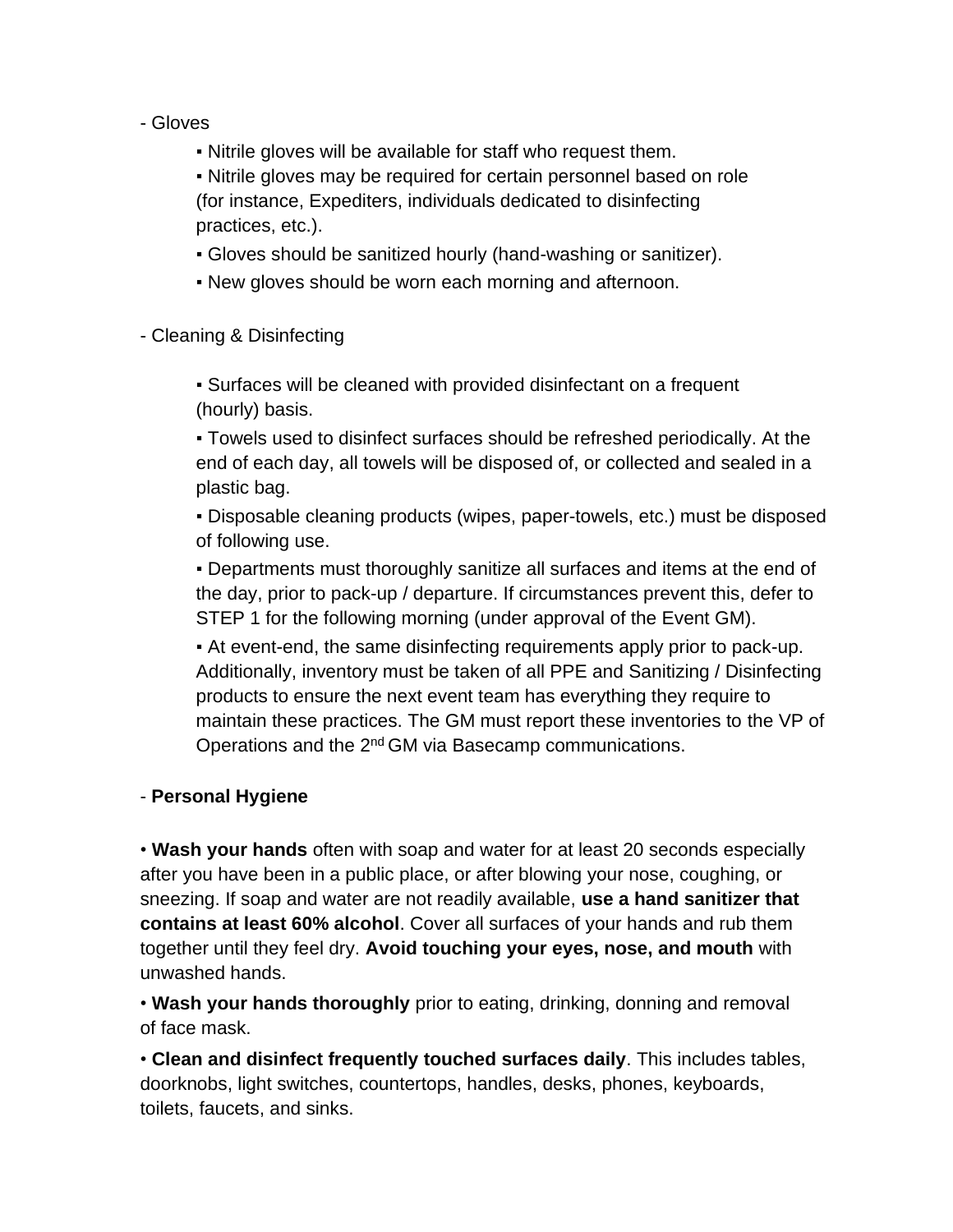- Gloves

    ▪ Nitrile gloves will be available for staff who request them.

    ▪ Nitrile gloves may be required for certain personnel based on role (for instance, Expediters, individuals dedicated to disinfecting practices, etc.).

    ▪ Gloves should be sanitized hourly (hand-washing or sanitizer).

    ▪ New gloves should be worn each morning and afternoon.

- Cleaning & Disinfecting

    ▪ Surfaces will be cleaned with provided disinfectant on a frequent (hourly) basis.

    ▪ Towels used to disinfect surfaces should be refreshed periodically. At the end of each day, all towels will be disposed of, or collected and sealed in a plastic bag.

    ▪ Disposable cleaning products (wipes, paper-towels, etc.) must be disposed of following use.

    ▪ Departments must thoroughly sanitize all surfaces and items at the end of the day, prior to pack-up / departure. If circumstances prevent this, defer to STEP 1 for the following morning (under approval of the Event GM).

    ▪ At event-end, the same disinfecting requirements apply prior to pack-up. Additionally, inventory must be taken of all PPE and Sanitizing / Disinfecting products to ensure the next event team has everything they require to maintain these practices. The GM must report these inventories to the VP of Operations and the 2nd GM via Basecamp communications.

- **Personal Hygiene**

• **Wash your hands** often with soap and water for at least 20 seconds especially after you have been in a public place, or after blowing your nose, coughing, or sneezing. If soap and water are not readily available, **use a hand sanitizer that contains at least 60% alcohol**. Cover all surfaces of your hands and rub them together until they feel dry. **Avoid touching your eyes, nose, and mouth** with unwashed hands.

• **Wash your hands thoroughly** prior to eating, drinking, donning and removal of face mask.

• **Clean and disinfect frequently touched surfaces daily**. This includes tables, doorknobs, light switches, countertops, handles, desks, phones, keyboards, toilets, faucets, and sinks.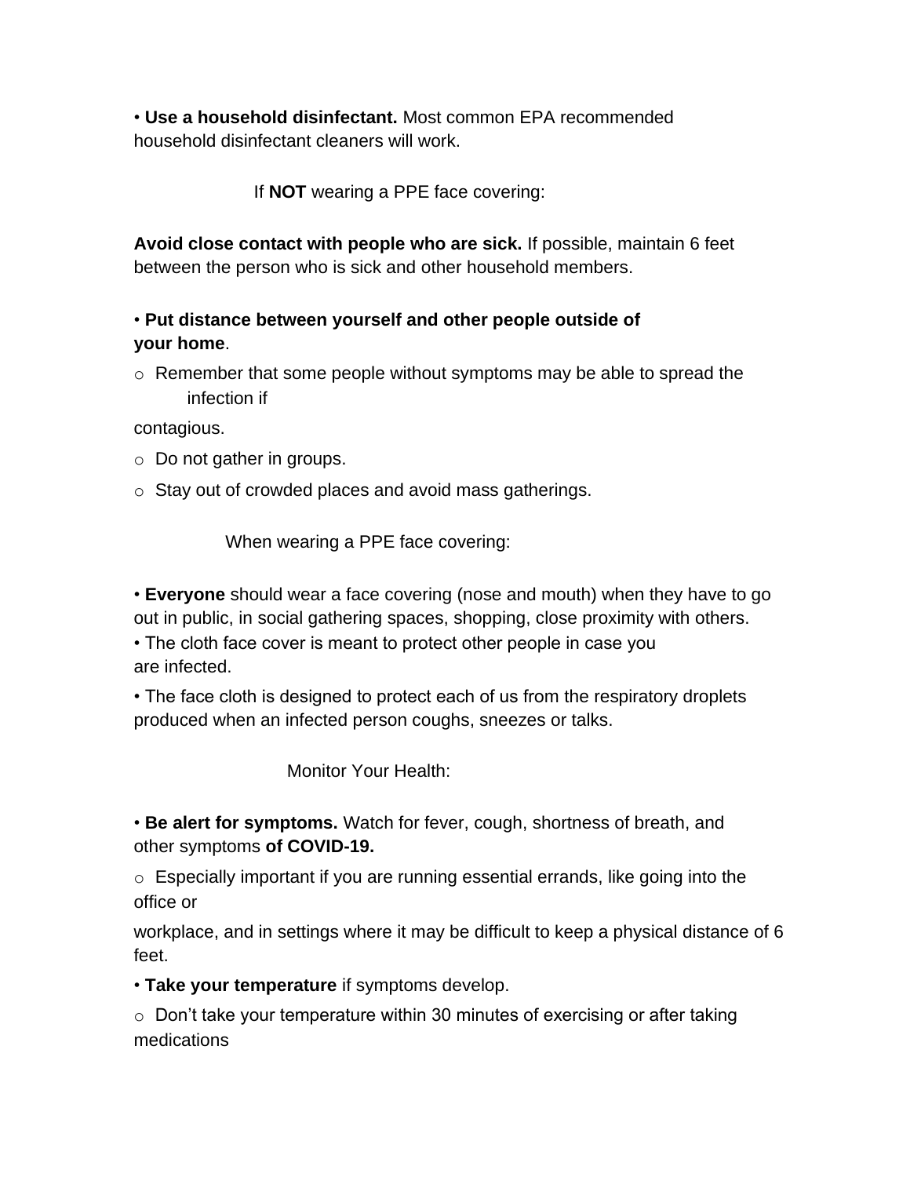- **Use a household disinfectant.** Most common EPA recommended household disinfectant cleaners will work.

If **NOT** wearing a PPE face covering:

**Avoid close contact with people who are sick.** If possible, maintain 6 feet between the person who is sick and other household members.

- **Put distance between yourself and other people outside of your home**.
  - Remember that some people without symptoms may be able to spread the infection if contagious.
  - Do not gather in groups.
  - Stay out of crowded places and avoid mass gatherings.

When wearing a PPE face covering:

- **Everyone** should wear a face covering (nose and mouth) when they have to go out in public, in social gathering spaces, shopping, close proximity with others.
- The cloth face cover is meant to protect other people in case you are infected.
- The face cloth is designed to protect each of us from the respiratory droplets produced when an infected person coughs, sneezes or talks.

Monitor Your Health:

- **Be alert for symptoms.** Watch for fever, cough, shortness of breath, and other symptoms **of COVID-19.**
  - Especially important if you are running essential errands, like going into the office or workplace, and in settings where it may be difficult to keep a physical distance of 6 feet.
- **Take your temperature** if symptoms develop.
  - Don't take your temperature within 30 minutes of exercising or after taking medications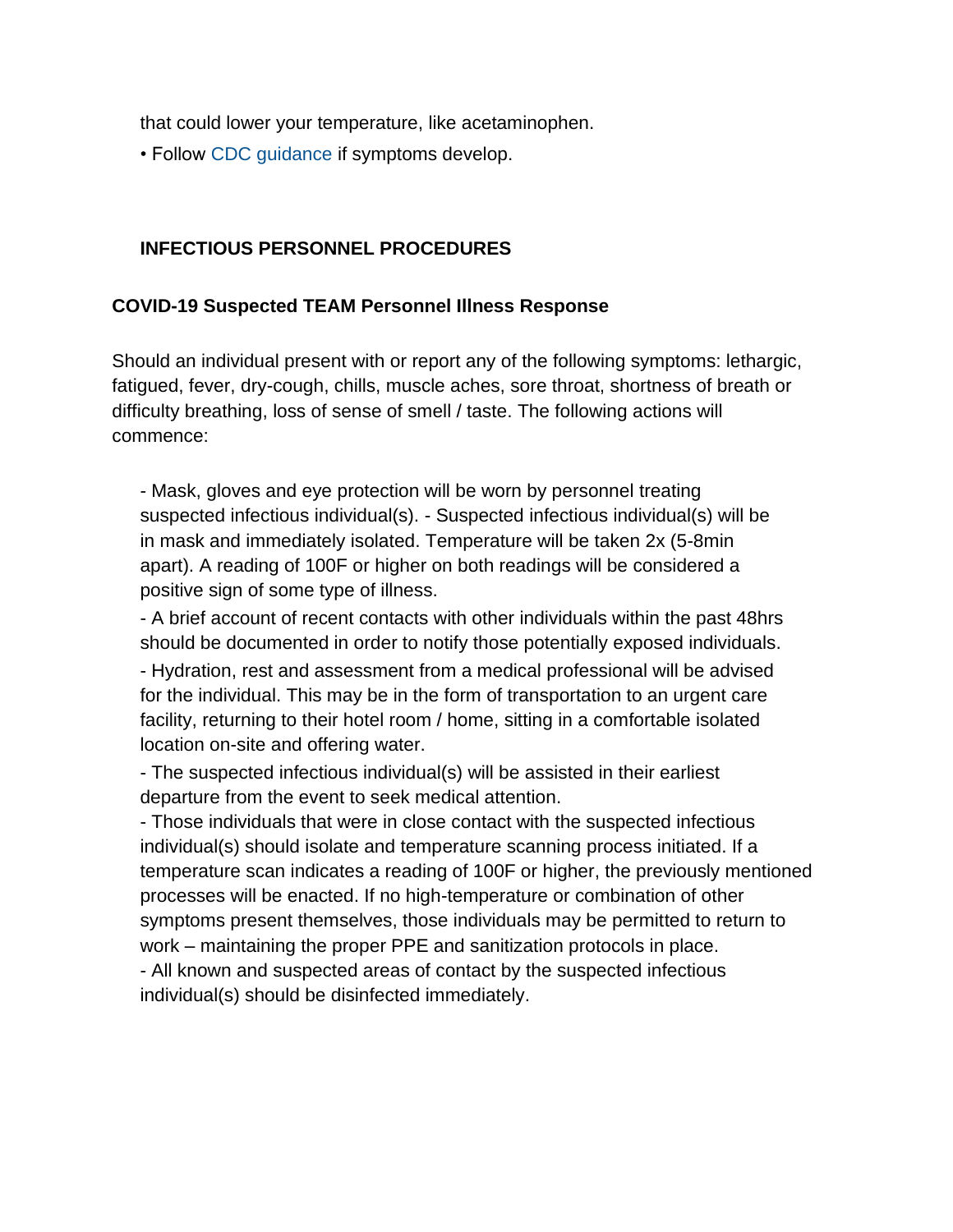that could lower your temperature, like acetaminophen.

• Follow CDC guidance if symptoms develop.

**INFECTIOUS PERSONNEL PROCEDURES**

**COVID-19 Suspected TEAM Personnel Illness Response**

Should an individual present with or report any of the following symptoms: lethargic, fatigued, fever, dry-cough, chills, muscle aches, sore throat, shortness of breath or difficulty breathing, loss of sense of smell / taste. The following actions will commence:

- Mask, gloves and eye protection will be worn by personnel treating suspected infectious individual(s). - Suspected infectious individual(s) will be in mask and immediately isolated. Temperature will be taken 2x (5-8min apart). A reading of 100F or higher on both readings will be considered a positive sign of some type of illness.
- A brief account of recent contacts with other individuals within the past 48hrs should be documented in order to notify those potentially exposed individuals.
- Hydration, rest and assessment from a medical professional will be advised for the individual. This may be in the form of transportation to an urgent care facility, returning to their hotel room / home, sitting in a comfortable isolated location on-site and offering water.
- The suspected infectious individual(s) will be assisted in their earliest departure from the event to seek medical attention.
- Those individuals that were in close contact with the suspected infectious individual(s) should isolate and temperature scanning process initiated. If a temperature scan indicates a reading of 100F or higher, the previously mentioned processes will be enacted. If no high-temperature or combination of other symptoms present themselves, those individuals may be permitted to return to work – maintaining the proper PPE and sanitization protocols in place.
- All known and suspected areas of contact by the suspected infectious individual(s) should be disinfected immediately.